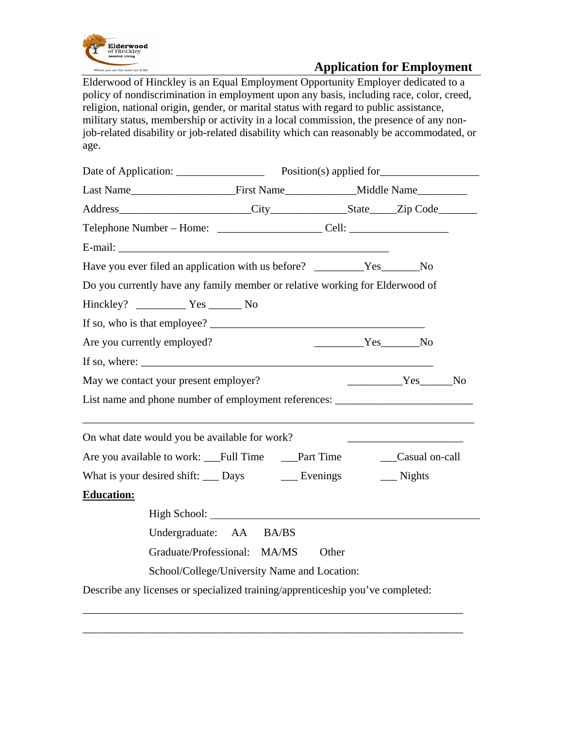Elderwood of Hinckley Assisted Living

Where you get the most out of life

# Application for Employment

Elderwood of Hinckley is an Equal Employment Opportunity Employer dedicated to a policy of nondiscrimination in employment upon any basis, including race, color, creed, religion, national origin, gender, or marital status with regard to public assistance, military status, membership or activity in a local commission, the presence of any non-job-related disability or job-related disability which can reasonably be accommodated, or age.

Date of Application: ________________ Position(s) applied for__________________

Last Name___________________First Name_____________Middle Name_________

Address_______________________City______________State_____Zip Code_______

Telephone Number – Home: ___________________ Cell: __________________

E-mail: _________________________________________________

Have you ever filed an application with us before? _________Yes_______No

Do you currently have any family member or relative working for Elderwood of Hinckley? _________ Yes ______ No

If so, who is that employee? ________________________________________

Are you currently employed? _________Yes_______No

If so, where: ______________________________________________________

May we contact your present employer? __________Yes______No

List name and phone number of employment references: ________________________

_________________________________________________________________________

On what date would you be available for work? _____________________

Are you available to work: ___Full Time ___Part Time ___Casual on-call

What is your desired shift: ___ Days ___ Evenings ___ Nights

**Education:**

High School: _________________________________________________

Undergraduate: AA BA/BS

Graduate/Professional: MA/MS Other

School/College/University Name and Location:

Describe any licenses or specialized training/apprenticeship you've completed:

_________________________________________________________________________

_________________________________________________________________________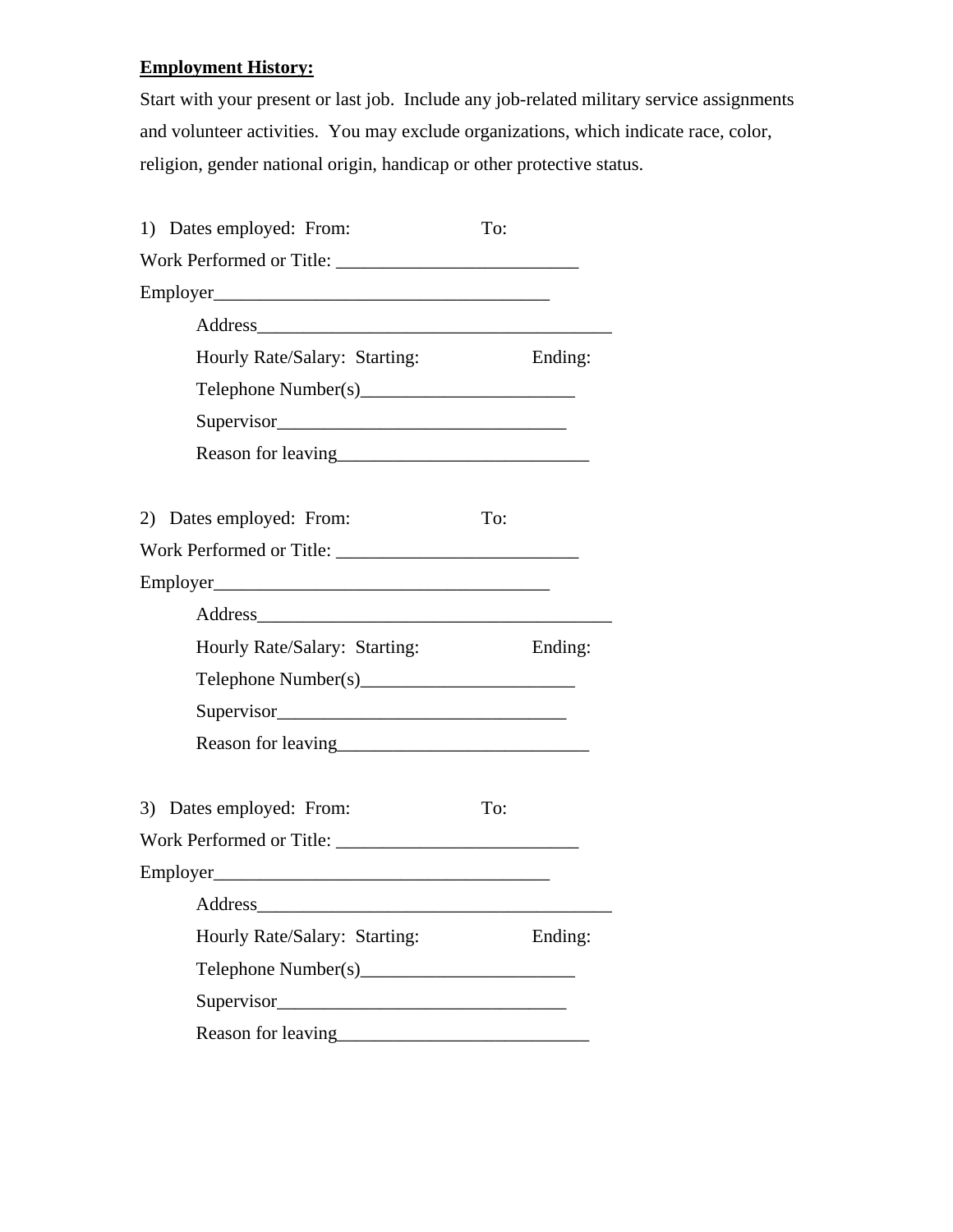**Employment History:**

Start with your present or last job. Include any job-related military service assignments and volunteer activities. You may exclude organizations, which indicate race, color, religion, gender national origin, handicap or other protective status.

1) Dates employed: From: To:

Work Performed or Title: __________________________

Employer____________________________________

Address_______________________________________

Hourly Rate/Salary: Starting: Ending:

Telephone Number(s)_______________________

Supervisor________________________________

Reason for leaving___________________________

2) Dates employed: From: To:

Work Performed or Title: __________________________

Employer____________________________________

Address_______________________________________

Hourly Rate/Salary: Starting: Ending:

Telephone Number(s)_______________________

Supervisor________________________________

Reason for leaving___________________________

3) Dates employed: From: To:

Work Performed or Title: __________________________

Employer____________________________________

Address_______________________________________

Hourly Rate/Salary: Starting: Ending:

Telephone Number(s)_______________________

Supervisor________________________________

Reason for leaving___________________________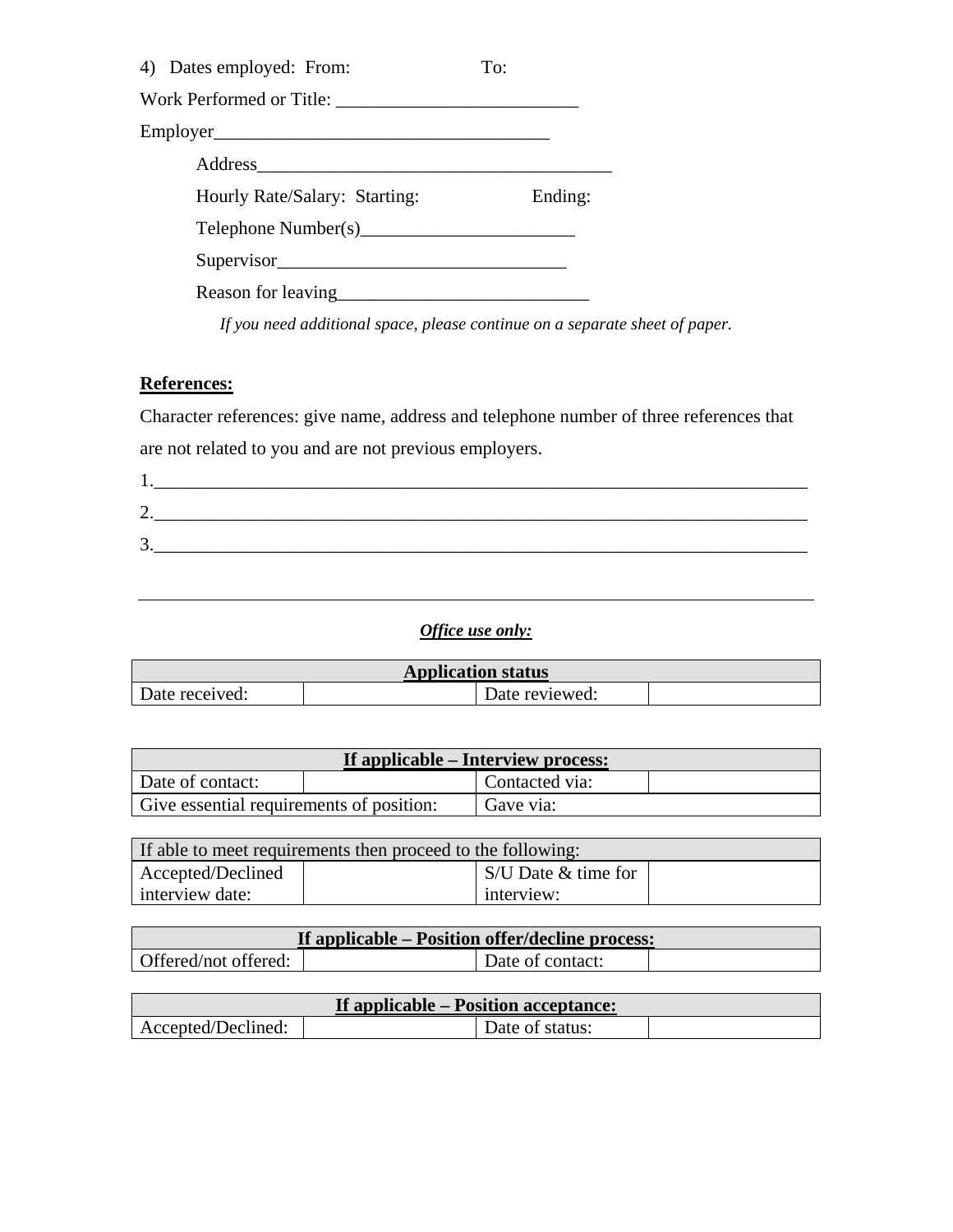4) Dates employed: From: To:

Work Performed or Title: __________________________

Employer___________________________________

Address_______________________________________

Hourly Rate/Salary: Starting: Ending:

Telephone Number(s)_______________________

Supervisor_______________________________

Reason for leaving___________________________

*If you need additional space, please continue on a separate sheet of paper.*

**References:**

Character references: give name, address and telephone number of three references that are not related to you and are not previous employers.

1.___________________________________________________________________________

2.___________________________________________________________________________

3.___________________________________________________________________________

---

***Office use only:***

| **Application status** | | | |
|---|---|---|---|
| Date received: | | Date reviewed: | |

| **If applicable – Interview process:** | | | |
|---|---|---|---|
| Date of contact: | | Contacted via: | |
| Give essential requirements of position: | | Gave via: | |

| If able to meet requirements then proceed to the following: | | | |
|---|---|---|---|
| Accepted/Declined interview date: | | S/U Date & time for interview: | |

| **If applicable – Position offer/decline process:** | | | |
|---|---|---|---|
| Offered/not offered: | | Date of contact: | |

| **If applicable – Position acceptance:** | | | |
|---|---|---|---|
| Accepted/Declined: | | Date of status: | |